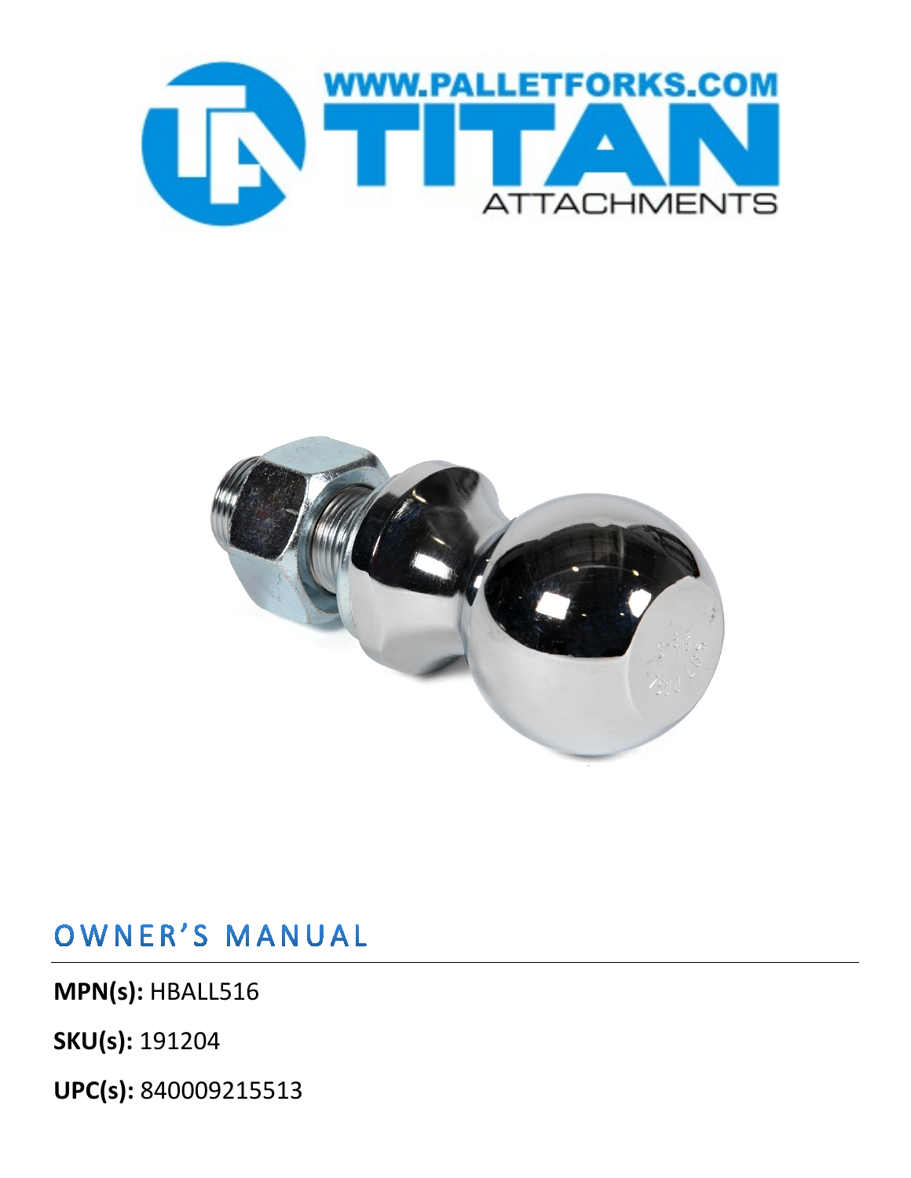# OWNER'S MANUAL

**MPN(s):** HBALL516

**SKU(s):** 191204

**UPC(s):** 840009215513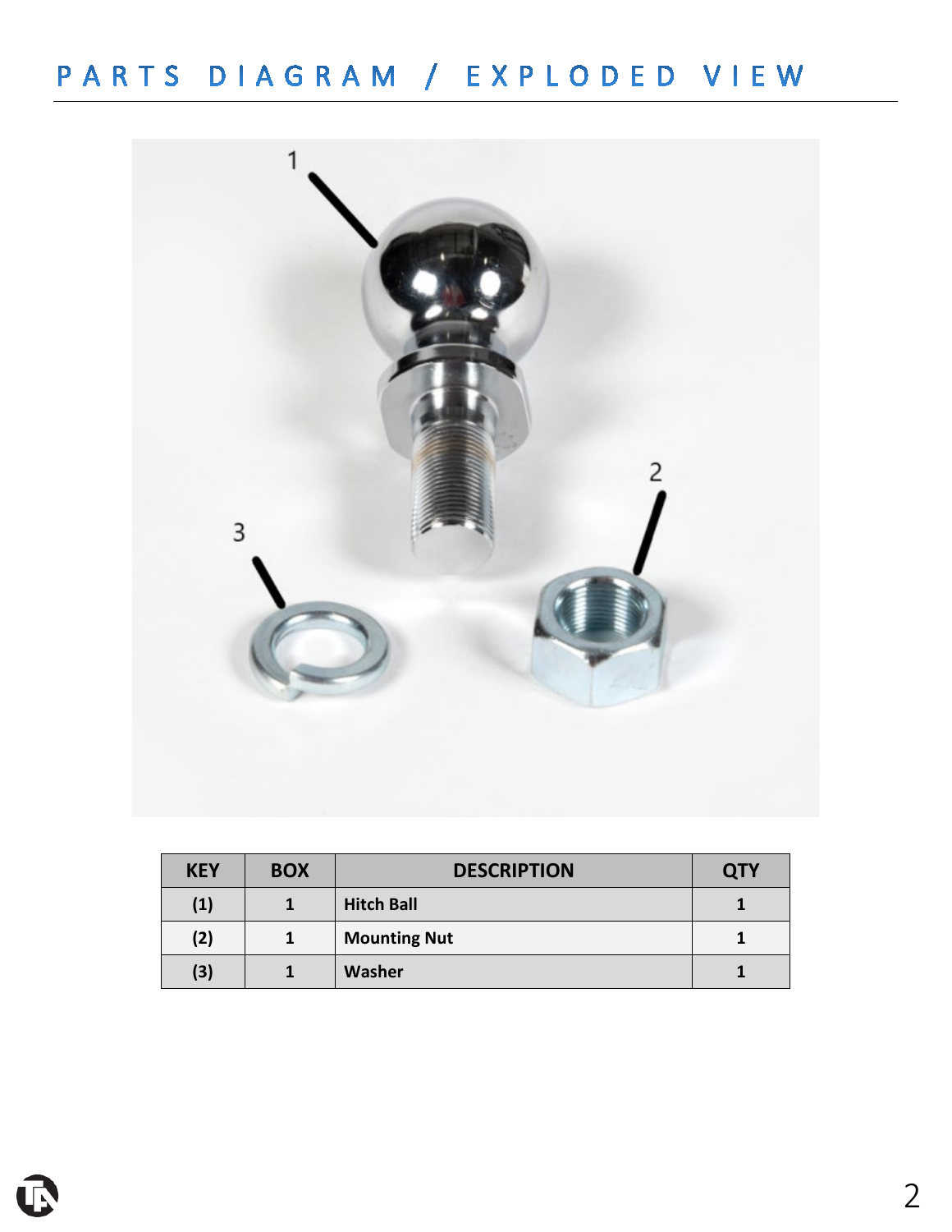# PARTS DIAGRAM / EXPLODED VIEW

| KEY | BOX | DESCRIPTION | QTY |
|---|---|---|---|
| **(1)** | **1** | **Hitch Ball** | **1** |
| **(2)** | **1** | **Mounting Nut** | **1** |
| **(3)** | **1** | **Washer** | **1** |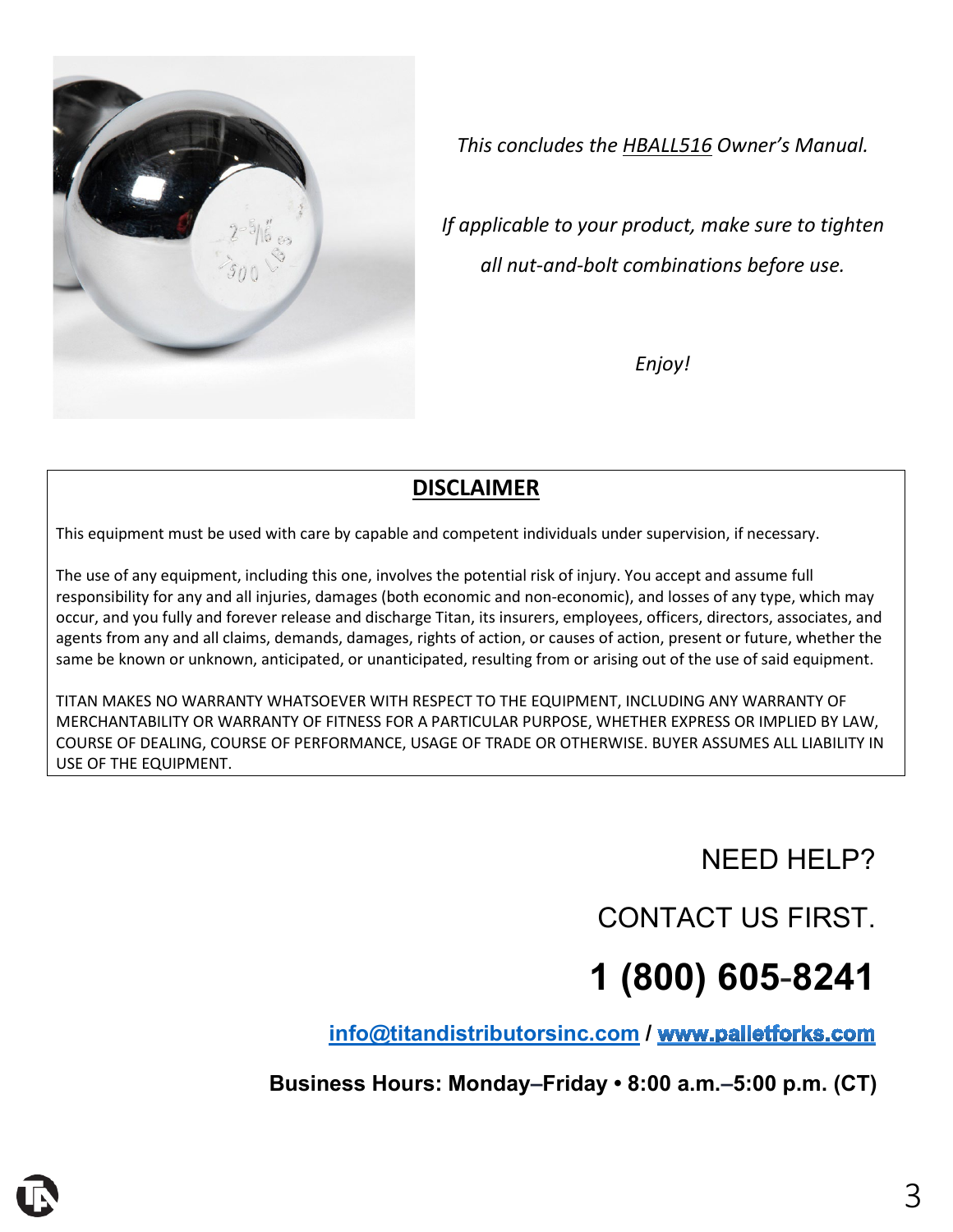*This concludes the HBALL516 Owner's Manual.*

*If applicable to your product, make sure to tighten all nut-and-bolt combinations before use.*

*Enjoy!*

## DISCLAIMER

This equipment must be used with care by capable and competent individuals under supervision, if necessary.

The use of any equipment, including this one, involves the potential risk of injury. You accept and assume full responsibility for any and all injuries, damages (both economic and non-economic), and losses of any type, which may occur, and you fully and forever release and discharge Titan, its insurers, employees, officers, directors, associates, and agents from any and all claims, demands, damages, rights of action, or causes of action, present or future, whether the same be known or unknown, anticipated, or unanticipated, resulting from or arising out of the use of said equipment.

TITAN MAKES NO WARRANTY WHATSOEVER WITH RESPECT TO THE EQUIPMENT, INCLUDING ANY WARRANTY OF MERCHANTABILITY OR WARRANTY OF FITNESS FOR A PARTICULAR PURPOSE, WHETHER EXPRESS OR IMPLIED BY LAW, COURSE OF DEALING, COURSE OF PERFORMANCE, USAGE OF TRADE OR OTHERWISE. BUYER ASSUMES ALL LIABILITY IN USE OF THE EQUIPMENT.

NEED HELP?

CONTACT US FIRST.

**1 (800) 605-8241**

**info@titandistributorsinc.com / www.palletforks.com**

**Business Hours: Monday–Friday • 8:00 a.m.–5:00 p.m. (CT)**